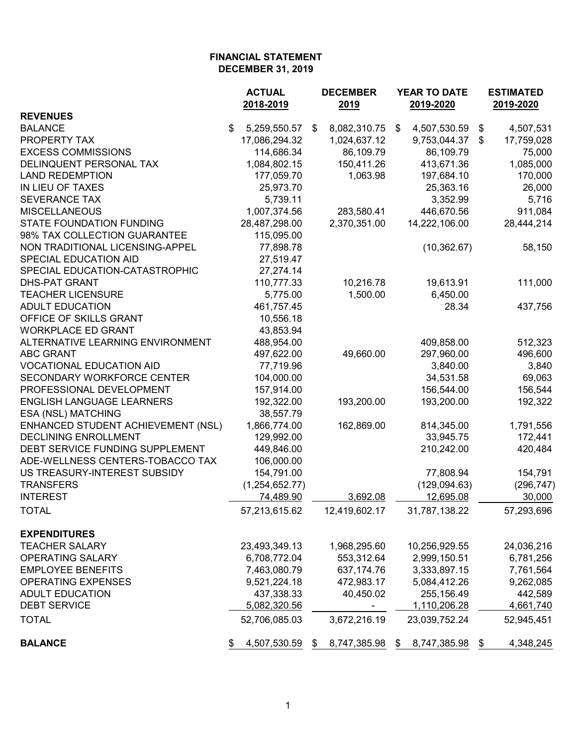# FINANCIAL STATEMENT
## DECEMBER 31, 2019

| | ACTUAL 2018-2019 | DECEMBER 2019 | YEAR TO DATE 2019-2020 | ESTIMATED 2019-2020 |
|---|---|---|---|---|
| **REVENUES** | | | | |
| BALANCE | $ 5,259,550.57 | $ 8,082,310.75 | $ 4,507,530.59 | $ 4,507,531 |
| PROPERTY TAX | 17,086,294.32 | 1,024,637.12 | 9,753,044.37 | $ 17,759,028 |
| EXCESS COMMISSIONS | 114,686.34 | 86,109.79 | 86,109.79 | 75,000 |
| DELINQUENT PERSONAL TAX | 1,084,802.15 | 150,411.26 | 413,671.36 | 1,085,000 |
| LAND REDEMPTION | 177,059.70 | 1,063.98 | 197,684.10 | 170,000 |
| IN LIEU OF TAXES | 25,973.70 | | 25,363.16 | 26,000 |
| SEVERANCE TAX | 5,739.11 | | 3,352.99 | 5,716 |
| MISCELLANEOUS | 1,007,374.56 | 283,580.41 | 446,670.56 | 911,084 |
| STATE FOUNDATION FUNDING | 28,487,298.00 | 2,370,351.00 | 14,222,106.00 | 28,444,214 |
| 98% TAX COLLECTION GUARANTEE | 115,095.00 | | | |
| NON TRADITIONAL LICENSING-APPEL | 77,898.78 | | (10,362.67) | 58,150 |
| SPECIAL EDUCATION AID | 27,519.47 | | | |
| SPECIAL EDUCATION-CATASTROPHIC | 27,274.14 | | | |
| DHS-PAT GRANT | 110,777.33 | 10,216.78 | 19,613.91 | 111,000 |
| TEACHER LICENSURE | 5,775.00 | 1,500.00 | 6,450.00 | |
| ADULT EDUCATION | 461,757.45 | | 28.34 | 437,756 |
| OFFICE OF SKILLS GRANT | 10,556.18 | | | |
| WORKPLACE ED GRANT | 43,853.94 | | | |
| ALTERNATIVE LEARNING ENVIRONMENT | 488,954.00 | | 409,858.00 | 512,323 |
| ABC GRANT | 497,622.00 | 49,660.00 | 297,960.00 | 496,600 |
| VOCATIONAL EDUCATION AID | 77,719.96 | | 3,840.00 | 3,840 |
| SECONDARY WORKFORCE CENTER | 104,000.00 | | 34,531.58 | 69,063 |
| PROFESSIONAL DEVELOPMENT | 157,914.00 | | 156,544.00 | 156,544 |
| ENGLISH LANGUAGE LEARNERS | 192,322.00 | 193,200.00 | 193,200.00 | 192,322 |
| ESA (NSL) MATCHING | 38,557.79 | | | |
| ENHANCED STUDENT ACHIEVEMENT (NSL) | 1,866,774.00 | 162,869.00 | 814,345.00 | 1,791,556 |
| DECLINING ENROLLMENT | 129,992.00 | | 33,945.75 | 172,441 |
| DEBT SERVICE FUNDING SUPPLEMENT | 449,846.00 | | 210,242.00 | 420,484 |
| ADE-WELLNESS CENTERS-TOBACCO TAX | 106,000.00 | | | |
| US TREASURY-INTEREST SUBSIDY | 154,791.00 | | 77,808.94 | 154,791 |
| TRANSFERS | (1,254,652.77) | | (129,094.63) | (296,747) |
| INTEREST | 74,489.90 | 3,692.08 | 12,695.08 | 30,000 |
| TOTAL | 57,213,615.62 | 12,419,602.17 | 31,787,138.22 | 57,293,696 |
| **EXPENDITURES** | | | | |
| TEACHER SALARY | 23,493,349.13 | 1,968,295.60 | 10,256,929.55 | 24,036,216 |
| OPERATING SALARY | 6,708,772.04 | 553,312.64 | 2,999,150.51 | 6,781,256 |
| EMPLOYEE BENEFITS | 7,463,080.79 | 637,174.76 | 3,333,897.15 | 7,761,564 |
| OPERATING EXPENSES | 9,521,224.18 | 472,983.17 | 5,084,412.26 | 9,262,085 |
| ADULT EDUCATION | 437,338.33 | 40,450.02 | 255,156.49 | 442,589 |
| DEBT SERVICE | 5,082,320.56 | - | 1,110,206.28 | 4,661,740 |
| TOTAL | 52,706,085.03 | 3,672,216.19 | 23,039,752.24 | 52,945,451 |
| **BALANCE** | $ 4,507,530.59 | $ 8,747,385.98 | $ 8,747,385.98 | $ 4,348,245 |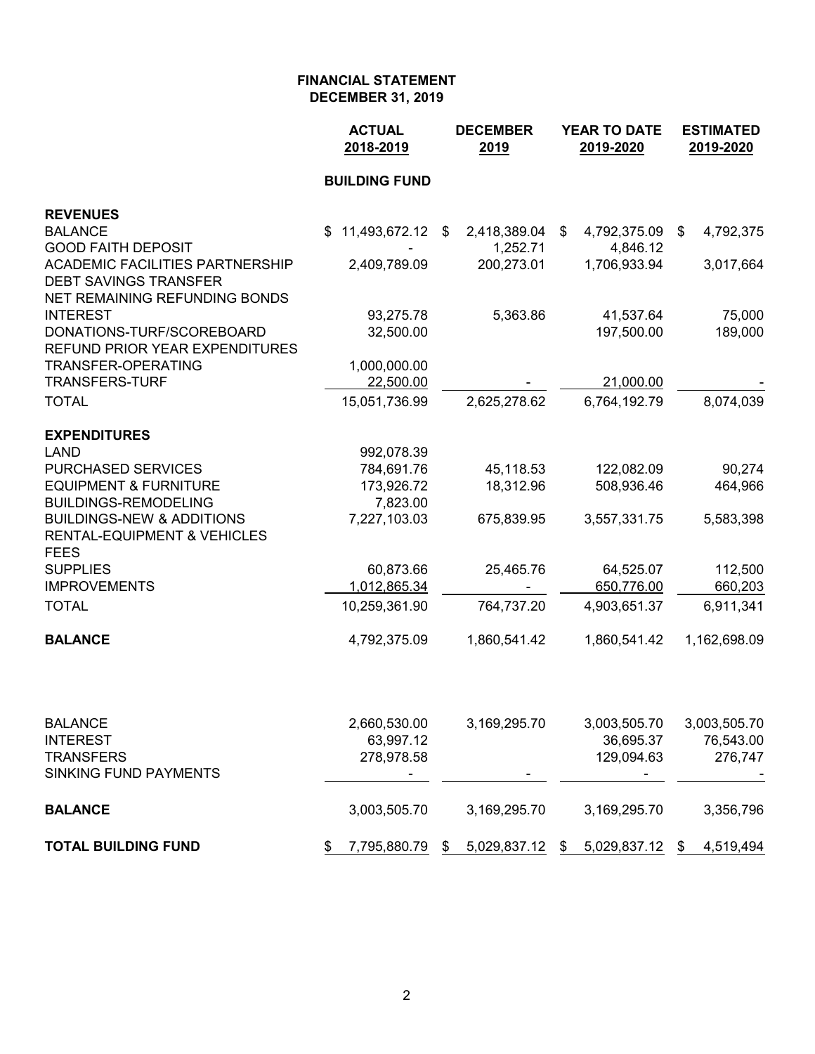## FINANCIAL STATEMENT
## DECEMBER 31, 2019

| | ACTUAL 2018-2019 | DECEMBER 2019 | YEAR TO DATE 2019-2020 | ESTIMATED 2019-2020 |
|---|---|---|---|---|
| | **BUILDING FUND** | | | |
| **REVENUES** | | | | |
| BALANCE | $ 11,493,672.12 | $ 2,418,389.04 | $ 4,792,375.09 | $ 4,792,375 |
| GOOD FAITH DEPOSIT | - | 1,252.71 | 4,846.12 | |
| ACADEMIC FACILITIES PARTNERSHIP | 2,409,789.09 | 200,273.01 | 1,706,933.94 | 3,017,664 |
| DEBT SAVINGS TRANSFER | | | | |
| NET REMAINING REFUNDING BONDS | | | | |
| INTEREST | 93,275.78 | 5,363.86 | 41,537.64 | 75,000 |
| DONATIONS-TURF/SCOREBOARD | 32,500.00 | | 197,500.00 | 189,000 |
| REFUND PRIOR YEAR EXPENDITURES | | | | |
| TRANSFER-OPERATING | 1,000,000.00 | | | |
| TRANSFERS-TURF | 22,500.00 | - | 21,000.00 | - |
| TOTAL | 15,051,736.99 | 2,625,278.62 | 6,764,192.79 | 8,074,039 |
| **EXPENDITURES** | | | | |
| LAND | 992,078.39 | | | |
| PURCHASED SERVICES | 784,691.76 | 45,118.53 | 122,082.09 | 90,274 |
| EQUIPMENT & FURNITURE | 173,926.72 | 18,312.96 | 508,936.46 | 464,966 |
| BUILDINGS-REMODELING | 7,823.00 | | | |
| BUILDINGS-NEW & ADDITIONS | 7,227,103.03 | 675,839.95 | 3,557,331.75 | 5,583,398 |
| RENTAL-EQUIPMENT & VEHICLES | | | | |
| FEES | | | | |
| SUPPLIES | 60,873.66 | 25,465.76 | 64,525.07 | 112,500 |
| IMPROVEMENTS | 1,012,865.34 | - | 650,776.00 | 660,203 |
| TOTAL | 10,259,361.90 | 764,737.20 | 4,903,651.37 | 6,911,341 |
| **BALANCE** | 4,792,375.09 | 1,860,541.42 | 1,860,541.42 | 1,162,698.09 |
| | | | | |
| BALANCE | 2,660,530.00 | 3,169,295.70 | 3,003,505.70 | 3,003,505.70 |
| INTEREST | 63,997.12 | | 36,695.37 | 76,543.00 |
| TRANSFERS | 278,978.58 | | 129,094.63 | 276,747 |
| SINKING FUND PAYMENTS | - | - | - | - |
| **BALANCE** | 3,003,505.70 | 3,169,295.70 | 3,169,295.70 | 3,356,796 |
| **TOTAL BUILDING FUND** | $ 7,795,880.79 | $ 5,029,837.12 | $ 5,029,837.12 | $ 4,519,494 |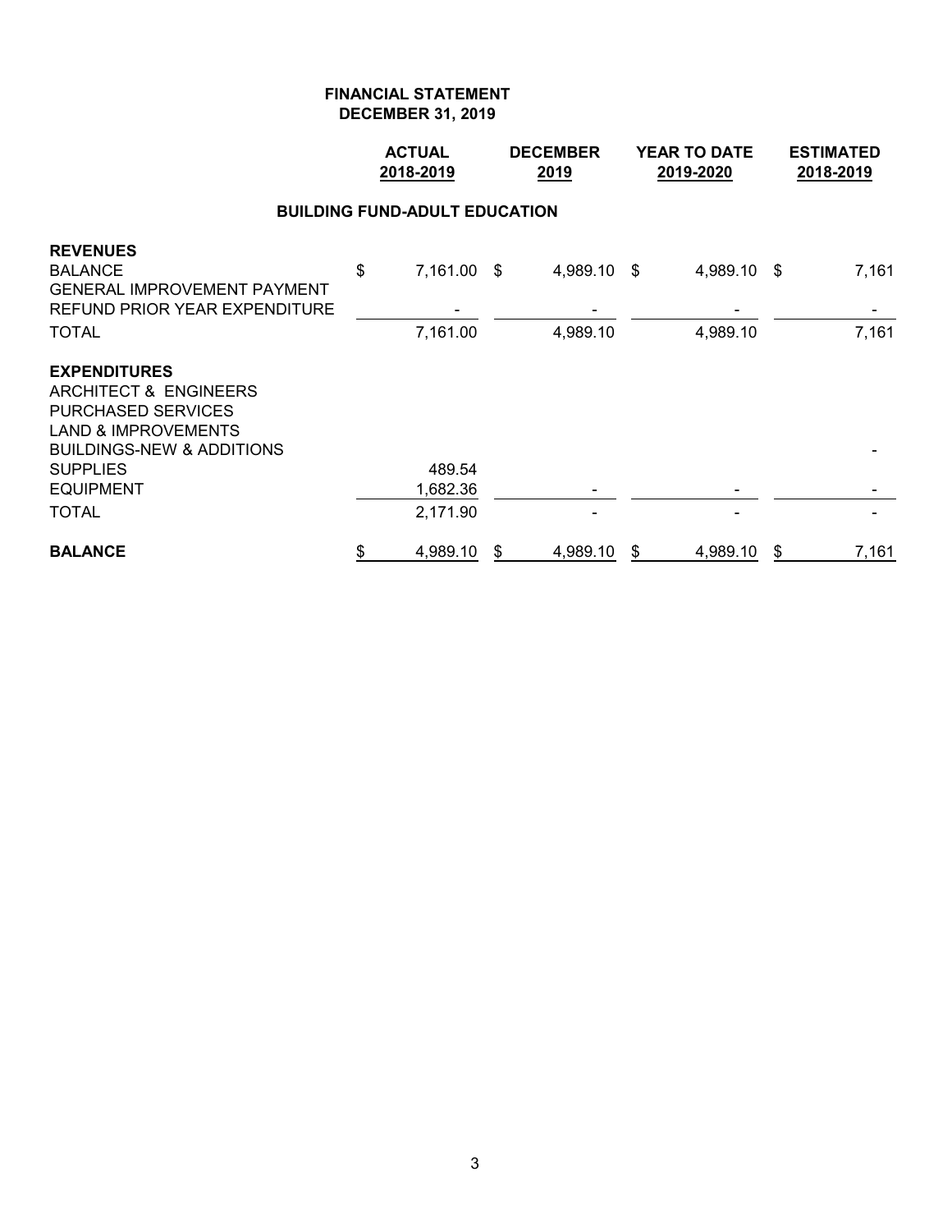**FINANCIAL STATEMENT**
**DECEMBER 31, 2019**

## BUILDING FUND-ADULT EDUCATION

| | ACTUAL 2018-2019 | DECEMBER 2019 | YEAR TO DATE 2019-2020 | ESTIMATED 2018-2019 |
|---|---|---|---|---|
| **REVENUES** | | | | |
| BALANCE | $ 7,161.00 | $ 4,989.10 | $ 4,989.10 | $ 7,161 |
| GENERAL IMPROVEMENT PAYMENT | | | | |
| REFUND PRIOR YEAR EXPENDITURE | - | - | - | - |
| TOTAL | 7,161.00 | 4,989.10 | 4,989.10 | 7,161 |
| **EXPENDITURES** | | | | |
| ARCHITECT & ENGINEERS | | | | |
| PURCHASED SERVICES | | | | |
| LAND & IMPROVEMENTS | | | | |
| BUILDINGS-NEW & ADDITIONS | | | | - |
| SUPPLIES | 489.54 | | | |
| EQUIPMENT | 1,682.36 | - | - | - |
| TOTAL | 2,171.90 | - | - | - |
| **BALANCE** | $ 4,989.10 | $ 4,989.10 | $ 4,989.10 | $ 7,161 |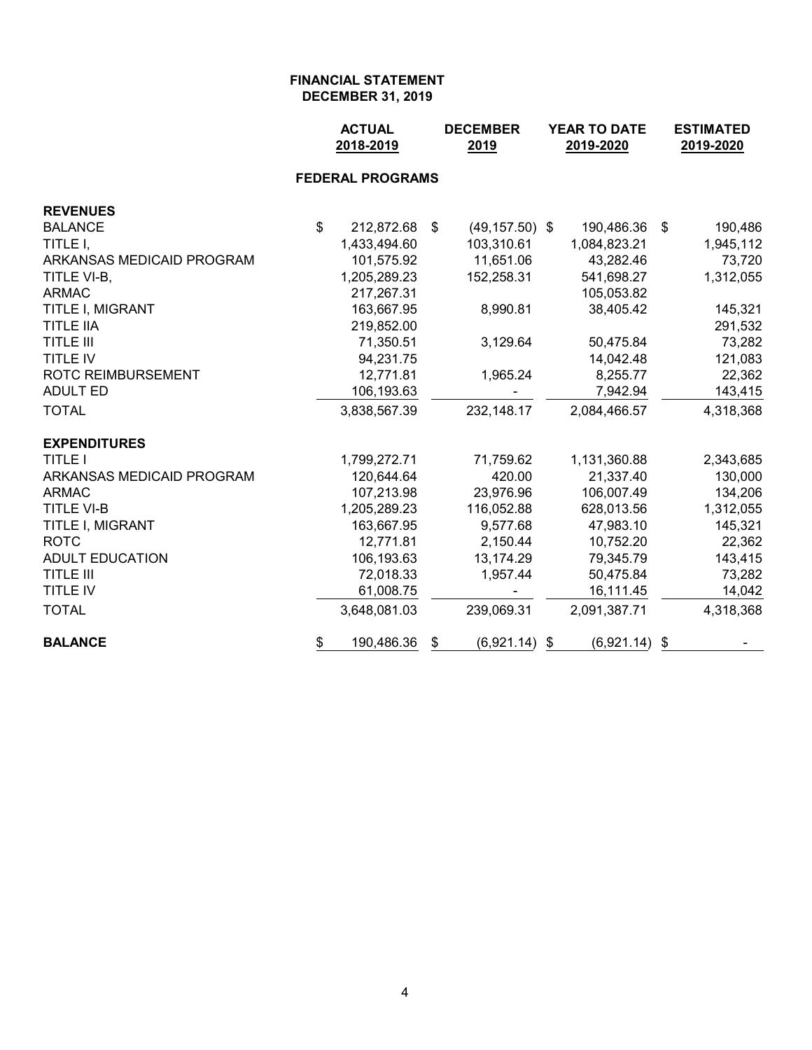**FINANCIAL STATEMENT**
**DECEMBER 31, 2019**

| | ACTUAL 2018-2019 | DECEMBER 2019 | YEAR TO DATE 2019-2020 | ESTIMATED 2019-2020 |
|---|---|---|---|---|
| | **FEDERAL PROGRAMS** | | | |
| **REVENUES** | | | | |
| BALANCE | $ 212,872.68 | $ (49,157.50) | $ 190,486.36 | $ 190,486 |
| TITLE I, | 1,433,494.60 | 103,310.61 | 1,084,823.21 | 1,945,112 |
| ARKANSAS MEDICAID PROGRAM | 101,575.92 | 11,651.06 | 43,282.46 | 73,720 |
| TITLE VI-B, | 1,205,289.23 | 152,258.31 | 541,698.27 | 1,312,055 |
| ARMAC | 217,267.31 | | 105,053.82 | |
| TITLE I, MIGRANT | 163,667.95 | 8,990.81 | 38,405.42 | 145,321 |
| TITLE IIA | 219,852.00 | | | 291,532 |
| TITLE III | 71,350.51 | 3,129.64 | 50,475.84 | 73,282 |
| TITLE IV | 94,231.75 | | 14,042.48 | 121,083 |
| ROTC REIMBURSEMENT | 12,771.81 | 1,965.24 | 8,255.77 | 22,362 |
| ADULT ED | 106,193.63 | - | 7,942.94 | 143,415 |
| TOTAL | 3,838,567.39 | 232,148.17 | 2,084,466.57 | 4,318,368 |
| **EXPENDITURES** | | | | |
| TITLE I | 1,799,272.71 | 71,759.62 | 1,131,360.88 | 2,343,685 |
| ARKANSAS MEDICAID PROGRAM | 120,644.64 | 420.00 | 21,337.40 | 130,000 |
| ARMAC | 107,213.98 | 23,976.96 | 106,007.49 | 134,206 |
| TITLE VI-B | 1,205,289.23 | 116,052.88 | 628,013.56 | 1,312,055 |
| TITLE I, MIGRANT | 163,667.95 | 9,577.68 | 47,983.10 | 145,321 |
| ROTC | 12,771.81 | 2,150.44 | 10,752.20 | 22,362 |
| ADULT EDUCATION | 106,193.63 | 13,174.29 | 79,345.79 | 143,415 |
| TITLE III | 72,018.33 | 1,957.44 | 50,475.84 | 73,282 |
| TITLE IV | 61,008.75 | - | 16,111.45 | 14,042 |
| TOTAL | 3,648,081.03 | 239,069.31 | 2,091,387.71 | 4,318,368 |
| **BALANCE** | $ 190,486.36 | $ (6,921.14) | $ (6,921.14) | $ - |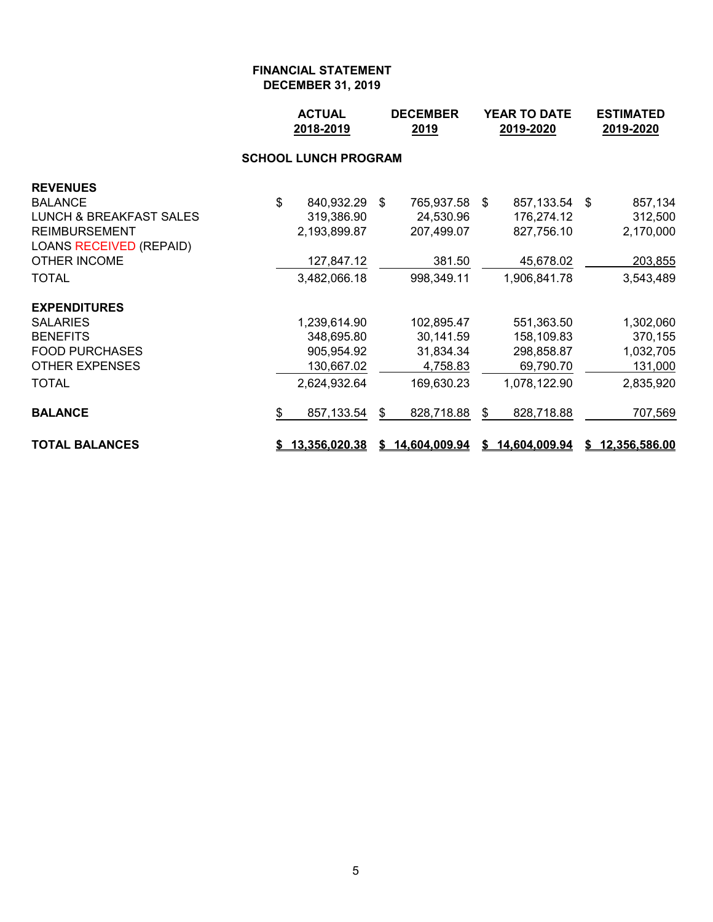**FINANCIAL STATEMENT**
**DECEMBER 31, 2019**

| | ACTUAL 2018-2019 | DECEMBER 2019 | YEAR TO DATE 2019-2020 | ESTIMATED 2019-2020 |
|---|---|---|---|---|
| | **SCHOOL LUNCH PROGRAM** | | | |
| **REVENUES** | | | | |
| BALANCE | $ 840,932.29 | $ 765,937.58 | $ 857,133.54 | $ 857,134 |
| LUNCH & BREAKFAST SALES | 319,386.90 | 24,530.96 | 176,274.12 | 312,500 |
| REIMBURSEMENT | 2,193,899.87 | 207,499.07 | 827,756.10 | 2,170,000 |
| LOANS RECEIVED (REPAID) | | | | |
| OTHER INCOME | 127,847.12 | 381.50 | 45,678.02 | 203,855 |
| TOTAL | 3,482,066.18 | 998,349.11 | 1,906,841.78 | 3,543,489 |
| **EXPENDITURES** | | | | |
| SALARIES | 1,239,614.90 | 102,895.47 | 551,363.50 | 1,302,060 |
| BENEFITS | 348,695.80 | 30,141.59 | 158,109.83 | 370,155 |
| FOOD PURCHASES | 905,954.92 | 31,834.34 | 298,858.87 | 1,032,705 |
| OTHER EXPENSES | 130,667.02 | 4,758.83 | 69,790.70 | 131,000 |
| TOTAL | 2,624,932.64 | 169,630.23 | 1,078,122.90 | 2,835,920 |
| **BALANCE** | $ 857,133.54 | $ 828,718.88 | $ 828,718.88 | 707,569 |
| **TOTAL BALANCES** | **$ 13,356,020.38** | **$ 14,604,009.94** | **$ 14,604,009.94** | **$ 12,356,586.00** |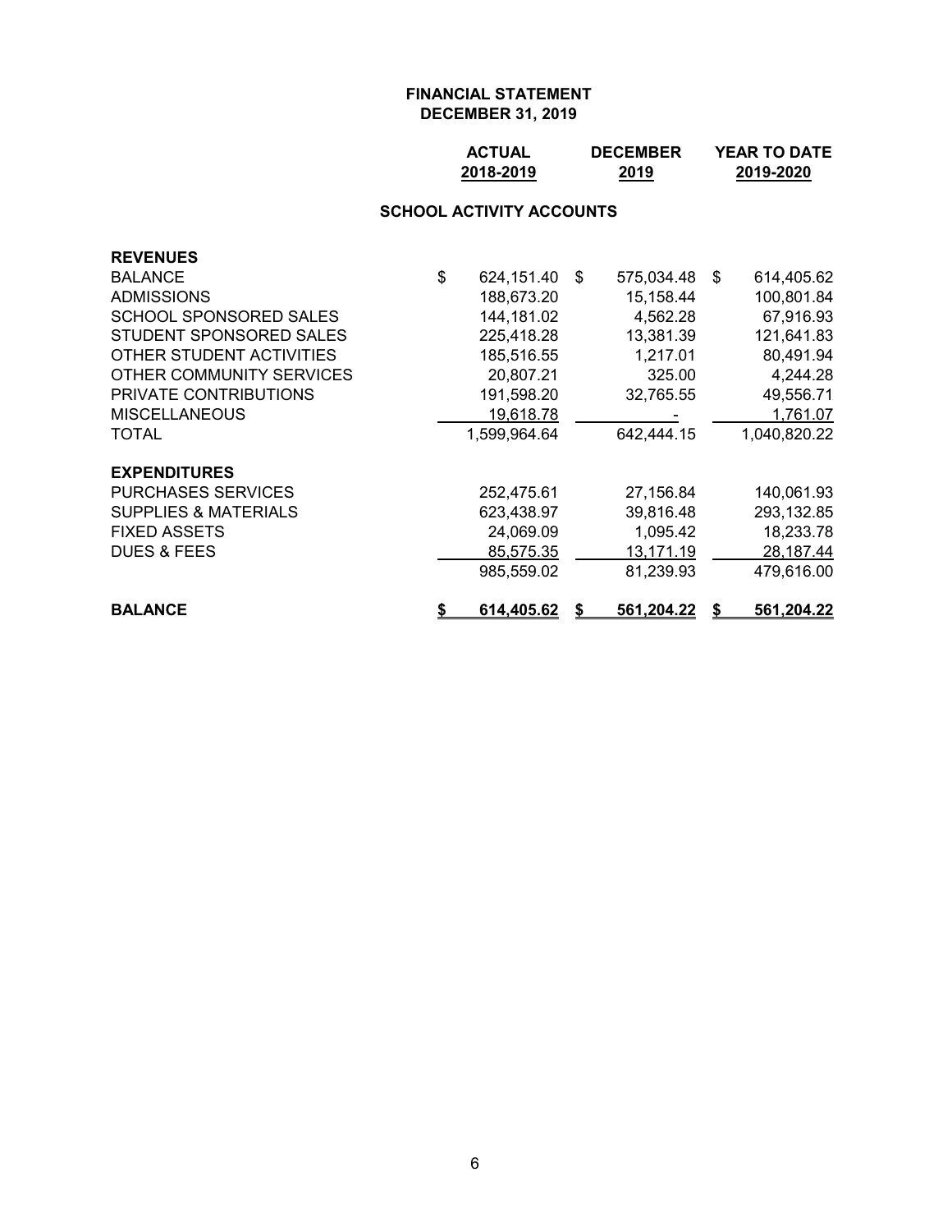**FINANCIAL STATEMENT**
**DECEMBER 31, 2019**

**SCHOOL ACTIVITY ACCOUNTS**

| | ACTUAL 2018-2019 | DECEMBER 2019 | YEAR TO DATE 2019-2020 |
|---|---|---|---|
| **REVENUES** | | | |
| BALANCE | $ 624,151.40 | $ 575,034.48 | $ 614,405.62 |
| ADMISSIONS | 188,673.20 | 15,158.44 | 100,801.84 |
| SCHOOL SPONSORED SALES | 144,181.02 | 4,562.28 | 67,916.93 |
| STUDENT SPONSORED SALES | 225,418.28 | 13,381.39 | 121,641.83 |
| OTHER STUDENT ACTIVITIES | 185,516.55 | 1,217.01 | 80,491.94 |
| OTHER COMMUNITY SERVICES | 20,807.21 | 325.00 | 4,244.28 |
| PRIVATE CONTRIBUTIONS | 191,598.20 | 32,765.55 | 49,556.71 |
| MISCELLANEOUS | 19,618.78 | - | 1,761.07 |
| TOTAL | 1,599,964.64 | 642,444.15 | 1,040,820.22 |
| **EXPENDITURES** | | | |
| PURCHASES SERVICES | 252,475.61 | 27,156.84 | 140,061.93 |
| SUPPLIES & MATERIALS | 623,438.97 | 39,816.48 | 293,132.85 |
| FIXED ASSETS | 24,069.09 | 1,095.42 | 18,233.78 |
| DUES & FEES | 85,575.35 | 13,171.19 | 28,187.44 |
| | 985,559.02 | 81,239.93 | 479,616.00 |
| **BALANCE** | **$ 614,405.62** | **$ 561,204.22** | **$ 561,204.22** |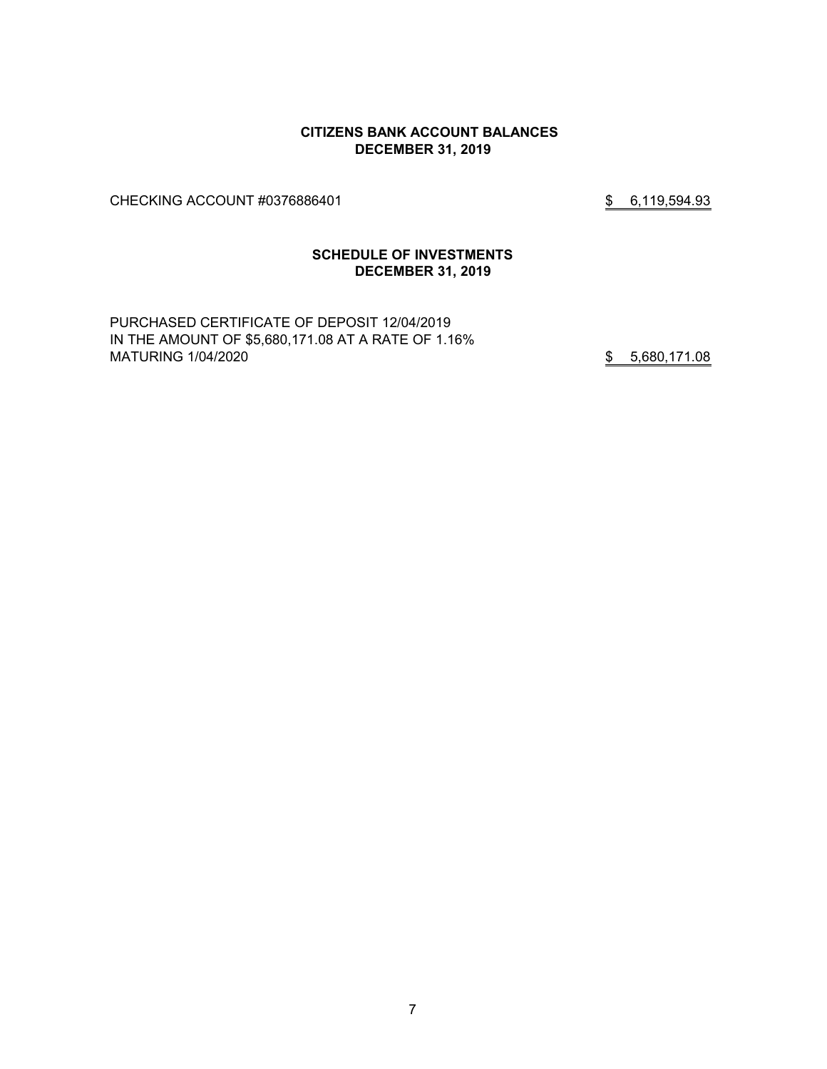## CITIZENS BANK ACCOUNT BALANCES
## DECEMBER 31, 2019

| | |
|---|---|
| CHECKING ACCOUNT #0376886401 | $ 6,119,594.93 |

## SCHEDULE OF INVESTMENTS
## DECEMBER 31, 2019

| | |
|---|---|
| PURCHASED CERTIFICATE OF DEPOSIT 12/04/2019 IN THE AMOUNT OF $5,680,171.08 AT A RATE OF 1.16% MATURING 1/04/2020 | $ 5,680,171.08 |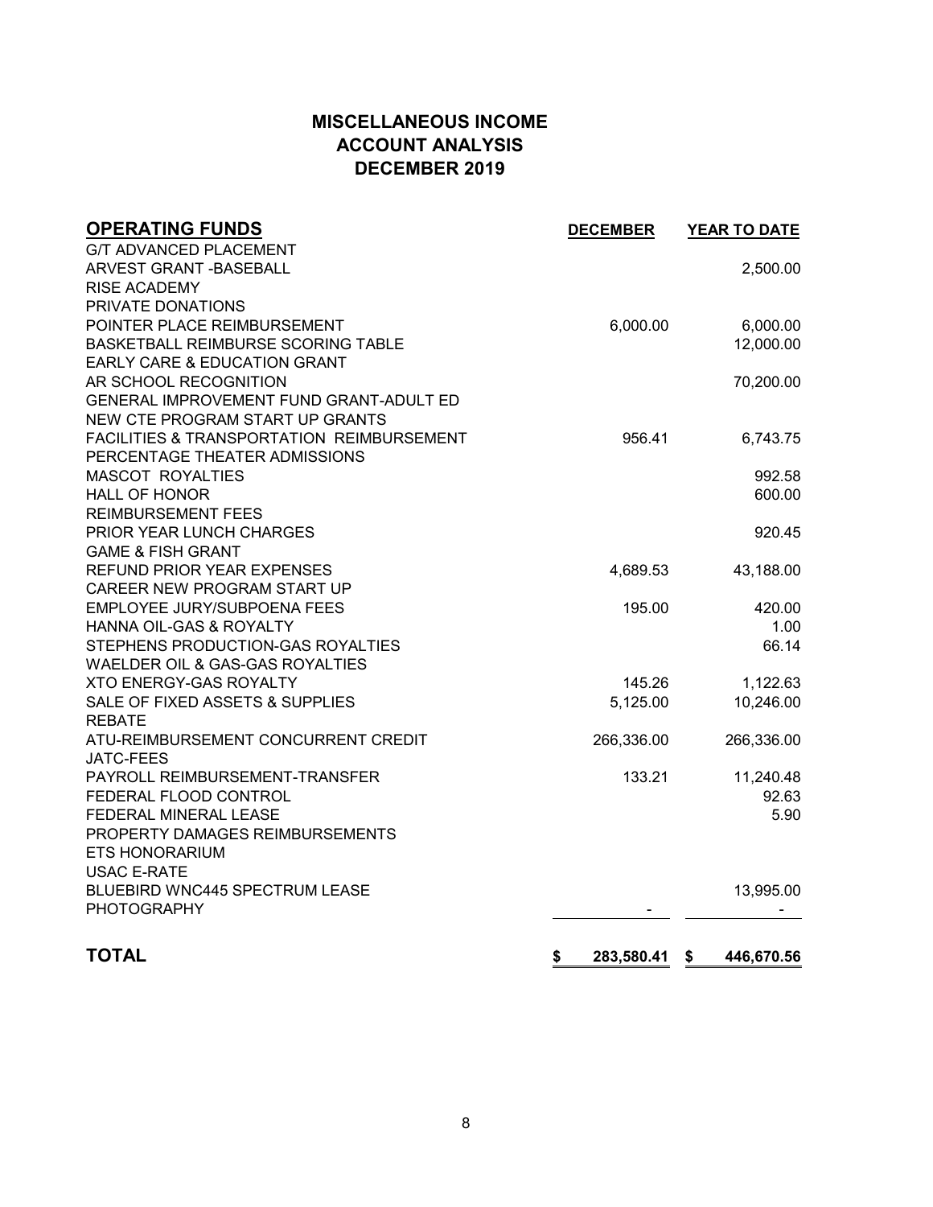# MISCELLANEOUS INCOME
# ACCOUNT ANALYSIS
# DECEMBER 2019

| OPERATING FUNDS | DECEMBER | YEAR TO DATE |
|---|---|---|
| G/T ADVANCED PLACEMENT | | |
| ARVEST GRANT -BASEBALL | | 2,500.00 |
| RISE ACADEMY | | |
| PRIVATE DONATIONS | | |
| POINTER PLACE REIMBURSEMENT | 6,000.00 | 6,000.00 |
| BASKETBALL REIMBURSE SCORING TABLE | | 12,000.00 |
| EARLY CARE & EDUCATION GRANT | | |
| AR SCHOOL RECOGNITION | | 70,200.00 |
| GENERAL IMPROVEMENT FUND GRANT-ADULT ED | | |
| NEW CTE PROGRAM START UP GRANTS | | |
| FACILITIES & TRANSPORTATION REIMBURSEMENT | 956.41 | 6,743.75 |
| PERCENTAGE THEATER ADMISSIONS | | |
| MASCOT ROYALTIES | | 992.58 |
| HALL OF HONOR | | 600.00 |
| REIMBURSEMENT FEES | | |
| PRIOR YEAR LUNCH CHARGES | | 920.45 |
| GAME & FISH GRANT | | |
| REFUND PRIOR YEAR EXPENSES | 4,689.53 | 43,188.00 |
| CAREER NEW PROGRAM START UP | | |
| EMPLOYEE JURY/SUBPOENA FEES | 195.00 | 420.00 |
| HANNA OIL-GAS & ROYALTY | | 1.00 |
| STEPHENS PRODUCTION-GAS ROYALTIES | | 66.14 |
| WAELDER OIL & GAS-GAS ROYALTIES | | |
| XTO ENERGY-GAS ROYALTY | 145.26 | 1,122.63 |
| SALE OF FIXED ASSETS & SUPPLIES | 5,125.00 | 10,246.00 |
| REBATE | | |
| ATU-REIMBURSEMENT CONCURRENT CREDIT | 266,336.00 | 266,336.00 |
| JATC-FEES | | |
| PAYROLL REIMBURSEMENT-TRANSFER | 133.21 | 11,240.48 |
| FEDERAL FLOOD CONTROL | | 92.63 |
| FEDERAL MINERAL LEASE | | 5.90 |
| PROPERTY DAMAGES REIMBURSEMENTS | | |
| ETS HONORARIUM | | |
| USAC E-RATE | | |
| BLUEBIRD WNC445 SPECTRUM LEASE | | 13,995.00 |
| PHOTOGRAPHY | - | - |
| **TOTAL** | **$ 283,580.41** | **$ 446,670.56** |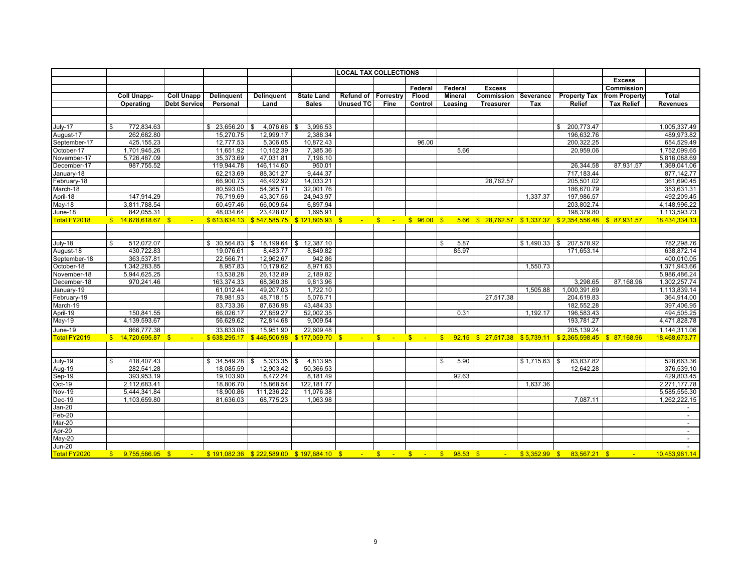| | | | | | | LOCAL TAX COLLECTIONS | | | | | | | | |
|---|---|---|---|---|---|---|---|---|---|---|---|---|---|---|
| | | | | | | | | | | | | | Excess | |
| | | | | | | | | Federal | Federal | Excess | | | Commission | |
| | Coll Unapp-Operating | Coll Unapp Debt Service | Delinquent Personal | Delinquent Land | State Land Sales | Refund of Unused TC | Forrestry Fine | Flood Control | Mineral Leasing | Commission Treasurer | Severance Tax | Property Tax Relief | from Property Tax Relief | Total Revenues |
| July-17 | $ 772,834.63 | | $ 23,656.20 | $ 4,076.66 | $ 3,996.53 | | | | | | | $ 200,773.47 | | 1,005,337.49 |
| August-17 | 262,682.80 | | 15,270.75 | 12,999.17 | 2,388.34 | | | | | | | 196,632.76 | | 489,973.82 |
| September-17 | 425,155.23 | | 12,777.53 | 5,306.05 | 10,872.43 | | | 96.00 | | | | 200,322.25 | | 654,529.49 |
| October-17 | 1,701,945.26 | | 11,651.92 | 10,152.39 | 7,385.36 | | | | 5.66 | | | 20,959.06 | | 1,752,099.65 |
| November-17 | 5,726,487.09 | | 35,373.69 | 47,031.81 | 7,196.10 | | | | | | | | | 5,816,088.69 |
| December-17 | 987,755.52 | | 119,944.78 | 146,114.60 | 950.01 | | | | | | | 26,344.58 | 87,931.57 | 1,369,041.06 |
| January-18 | | | 62,213.69 | 88,301.27 | 9,444.37 | | | | | | | 717,183.44 | | 877,142.77 |
| February-18 | | | 66,900.73 | 46,492.92 | 14,033.21 | | | | | 28,762.57 | | 205,501.02 | | 361,690.45 |
| March-18 | | | 80,593.05 | 54,365.71 | 32,001.76 | | | | | | | 186,670.79 | | 353,631.31 |
| April-18 | 147,914.29 | | 76,719.69 | 43,307.56 | 24,943.97 | | | | | | 1,337.37 | 197,986.57 | | 492,209.45 |
| May-18 | 3,811,788.54 | | 60,497.46 | 66,009.54 | 6,897.94 | | | | | | | 203,802.74 | | 4,148,996.22 |
| June-18 | 842,055.31 | | 48,034.64 | 23,428.07 | 1,695.91 | | | | | | | 198,379.80 | | 1,113,593.73 |
| Total FY2018 | $ 14,678,618.67 | $ - | $ 613,634.13 | $ 547,585.75 | $ 121,805.93 | $ - | $ - | $ 96.00 | $ 5.66 | $ 28,762.57 | $ 1,337.37 | $ 2,354,556.48 | $ 87,931.57 | 18,434,334.13 |
| | | | | | | | | | | | | | | |
| July-18 | $ 512,072.07 | | $ 30,564.83 | $ 18,199.64 | $ 12,387.10 | | | | $ 5.87 | | $ 1,490.33 | $ 207,578.92 | | 782,298.76 |
| August-18 | 430,722.83 | | 19,076.61 | 8,483.77 | 8,849.82 | | | | 85.97 | | | 171,653.14 | | 638,872.14 |
| September-18 | 363,537.81 | | 22,566.71 | 12,962.67 | 942.86 | | | | | | | | | 400,010.05 |
| October-18 | 1,342,283.85 | | 8,957.83 | 10,179.62 | 8,971.63 | | | | | | 1,550.73 | | | 1,371,943.66 |
| November-18 | 5,944,625.25 | | 13,538.28 | 26,132.89 | 2,189.82 | | | | | | | | | 5,986,486.24 |
| December-18 | 970,241.46 | | 163,374.33 | 68,360.38 | 9,813.96 | | | | | | | 3,298.65 | 87,168.96 | 1,302,257.74 |
| January-19 | | | 61,012.44 | 49,207.03 | 1,722.10 | | | | | | 1,505.88 | 1,000,391.69 | | 1,113,839.14 |
| February-19 | | | 78,981.93 | 48,718.15 | 5,076.71 | | | | | 27,517.38 | | 204,619.83 | | 364,914.00 |
| March-19 | | | 83,733.36 | 87,636.98 | 43,484.33 | | | | | | | 182,552.28 | | 397,406.95 |
| April-19 | 150,841.55 | | 66,026.17 | 27,859.27 | 52,002.35 | | | | 0.31 | | 1,192.17 | 196,583.43 | | 494,505.25 |
| May-19 | 4,139,593.67 | | 56,629.62 | 72,814.68 | 9,009.54 | | | | | | | 193,781.27 | | 4,471,828.78 |
| June-19 | 866,777.38 | | 33,833.06 | 15,951.90 | 22,609.48 | | | | | | | 205,139.24 | | 1,144,311.06 |
| Total FY2019 | $ 14,720,695.87 | $ - | $ 638,295.17 | $ 446,506.98 | $ 177,059.70 | $ - | $ - | $ - | $ 92.15 | $ 27,517.38 | $ 5,739.11 | $ 2,365,598.45 | $ 87,168.96 | 18,468,673.77 |
| | | | | | | | | | | | | | | |
| July-19 | $ 418,407.43 | | $ 34,549.28 | $ 5,333.35 | $ 4,813.95 | | | | $ 5.90 | | $ 1,715.63 | $ 63,837.82 | | 528,663.36 |
| Aug-19 | 282,541.28 | | 18,085.59 | 12,903.42 | 50,366.53 | | | | | | | 12,642.28 | | 376,539.10 |
| Sep-19 | 393,953.19 | | 19,103.90 | 8,472.24 | 8,181.49 | | | | 92.63 | | | | | 429,803.45 |
| Oct-19 | 2,112,683.41 | | 18,806.70 | 15,868.54 | 122,181.77 | | | | | | 1,637.36 | | | 2,271,177.78 |
| Nov-19 | 5,444,341.84 | | 18,900.86 | 111,236.22 | 11,076.38 | | | | | | | | | 5,585,555.30 |
| Dec-19 | 1,103,659.80 | | 81,636.03 | 68,775.23 | 1,063.98 | | | | | | | 7,087.11 | | 1,262,222.15 |
| Jan-20 | | | | | | | | | | | | | | - |
| Feb-20 | | | | | | | | | | | | | | - |
| Mar-20 | | | | | | | | | | | | | | - |
| Apr-20 | | | | | | | | | | | | | | - |
| May-20 | | | | | | | | | | | | | | - |
| Jun-20 | | | | | | | | | | | | | | - |
| Total FY2020 | $ 9,755,586.95 | $ - | $ 191,082.36 | $ 222,589.00 | $ 197,684.10 | $ - | $ - | $ - | $ 98.53 | $ - | $ 3,352.99 | $ 83,567.21 | $ - | 10,453,961.14 |